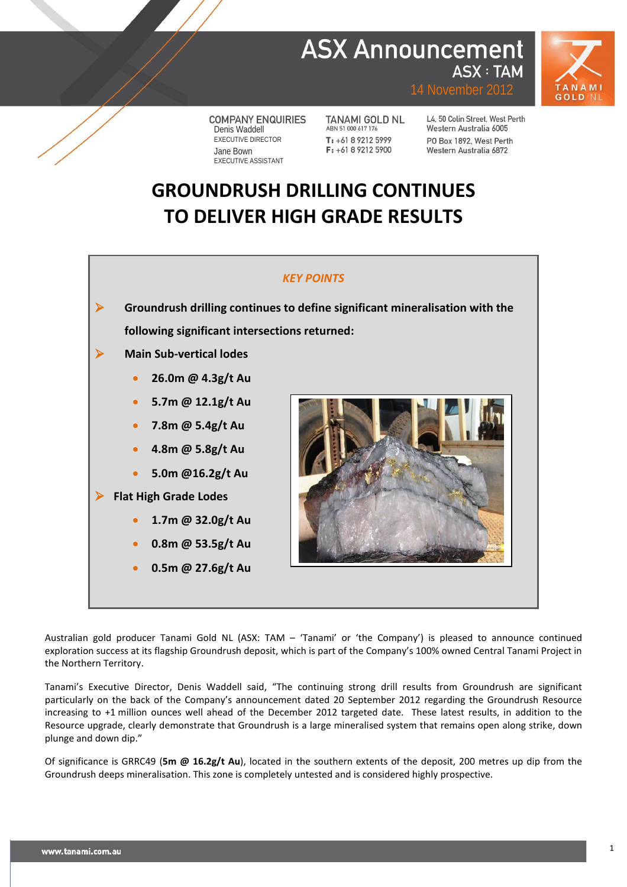# ASX Announcement

ASX : TAM

14 November 2012

**COMPANY ENQUIRIES**
Denis Waddell
EXECUTIVE DIRECTOR
Jane Bown
EXECUTIVE ASSISTANT

**TANAMI GOLD NL**
ABN 51 000 617 176
T: +61 8 9212 5999
F: +61 8 9212 5900

L4, 50 Colin Street, West Perth
Western Australia 6005
PO Box 1892, West Perth
Western Australia 6872

# GROUNDRUSH DRILLING CONTINUES TO DELIVER HIGH GRADE RESULTS

***KEY POINTS***

- **Groundrush drilling continues to define significant mineralisation with the following significant intersections returned:**
- **Main Sub-vertical lodes**
  - **26.0m @ 4.3g/t Au**
  - **5.7m @ 12.1g/t Au**
  - **7.8m @ 5.4g/t Au**
  - **4.8m @ 5.8g/t Au**
  - **5.0m @16.2g/t Au**
- **Flat High Grade Lodes**
  - **1.7m @ 32.0g/t Au**
  - **0.8m @ 53.5g/t Au**
  - **0.5m @ 27.6g/t Au**

Australian gold producer Tanami Gold NL (ASX: TAM – 'Tanami' or 'the Company') is pleased to announce continued exploration success at its flagship Groundrush deposit, which is part of the Company's 100% owned Central Tanami Project in the Northern Territory.

Tanami's Executive Director, Denis Waddell said, "The continuing strong drill results from Groundrush are significant particularly on the back of the Company's announcement dated 20 September 2012 regarding the Groundrush Resource increasing to +1 million ounces well ahead of the December 2012 targeted date. These latest results, in addition to the Resource upgrade, clearly demonstrate that Groundrush is a large mineralised system that remains open along strike, down plunge and down dip."

Of significance is GRRC49 (**5m @ 16.2g/t Au**), located in the southern extents of the deposit, 200 metres up dip from the Groundrush deeps mineralisation. This zone is completely untested and is considered highly prospective.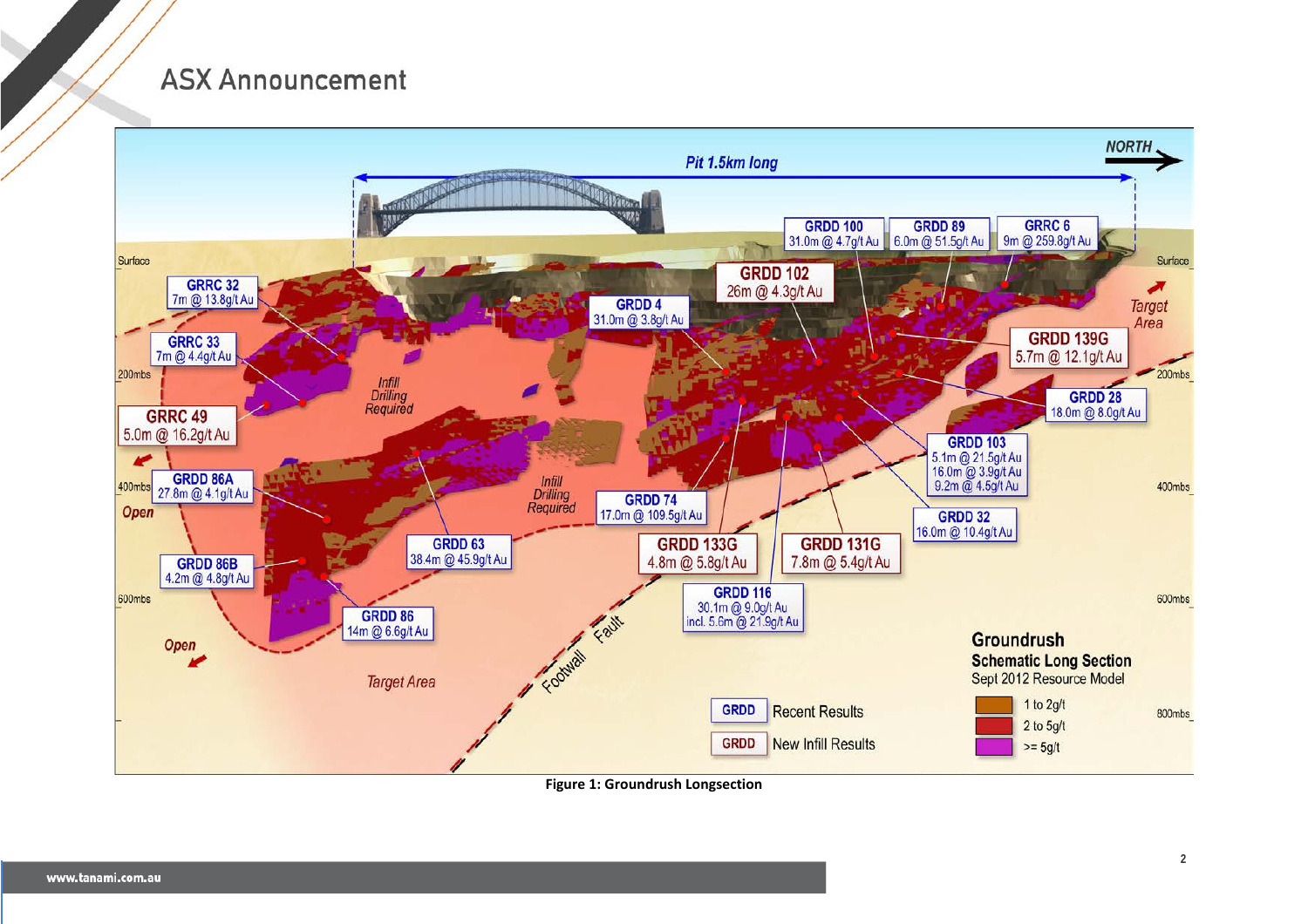**Groundrush**
**Schematic Long Section**
Sept 2012 Resource Model

Pit 1.5km long

NORTH

| Hole | Intercept |
| --- | --- |
| GRRC 32 | 7m @ 13.8g/t Au |
| GRRC 33 | 7m @ 4.4g/t Au |
| GRRC 49 | 5.0m @ 16.2g/t Au |
| GRDD 86A | 27.8m @ 4.1g/t Au |
| GRDD 86B | 4.2m @ 4.8g/t Au |
| GRDD 86 | 14m @ 6.6g/t Au |
| GRDD 63 | 38.4m @ 45.9g/t Au |
| GRDD 4 | 31.0m @ 3.8g/t Au |
| GRDD 74 | 17.0m @ 109.5g/t Au |
| GRDD 133G | 4.8m @ 5.8g/t Au |
| GRDD 131G | 7.8m @ 5.4g/t Au |
| GRDD 116 | 30.1m @ 9.0g/t Au incl. 5.6m @ 21.9g/t Au |
| GRDD 102 | 26m @ 4.3g/t Au |
| GRDD 100 | 31.0m @ 4.7g/t Au |
| GRDD 89 | 6.0m @ 51.5g/t Au |
| GRRC 6 | 9m @ 259.8g/t Au |
| GRDD 139G | 5.7m @ 12.1g/t Au |
| GRDD 28 | 18.0m @ 8.0g/t Au |
| GRDD 103 | 5.1m @ 21.5g/t Au; 16.0m @ 3.9g/t Au; 9.2m @ 4.5g/t Au |
| GRDD 32 | 16.0m @ 10.4g/t Au |

Legend: GRDD – Recent Results; GRDD – New Infill Results; 1 to 2g/t; 2 to 5g/t; >= 5g/t

Surface; 200mbs; 400mbs; 600mbs; 800mbs; Infill Drilling Required; Open; Target Area; Footwall Fault

**Figure 1: Groundrush Longsection**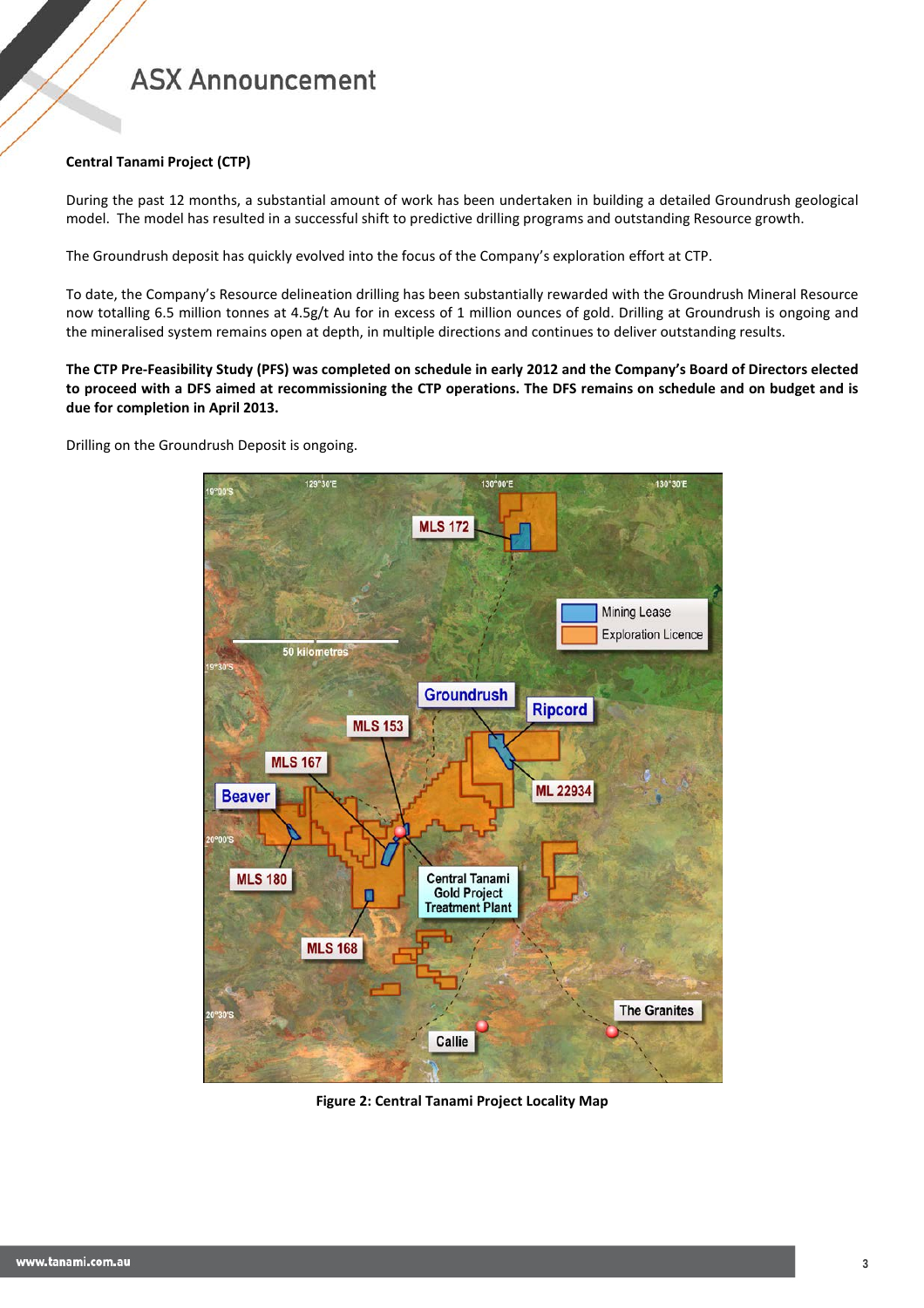**Central Tanami Project (CTP)**

During the past 12 months, a substantial amount of work has been undertaken in building a detailed Groundrush geological model. The model has resulted in a successful shift to predictive drilling programs and outstanding Resource growth.

The Groundrush deposit has quickly evolved into the focus of the Company's exploration effort at CTP.

To date, the Company's Resource delineation drilling has been substantially rewarded with the Groundrush Mineral Resource now totalling 6.5 million tonnes at 4.5g/t Au for in excess of 1 million ounces of gold. Drilling at Groundrush is ongoing and the mineralised system remains open at depth, in multiple directions and continues to deliver outstanding results.

**The CTP Pre-Feasibility Study (PFS) was completed on schedule in early 2012 and the Company's Board of Directors elected to proceed with a DFS aimed at recommissioning the CTP operations. The DFS remains on schedule and on budget and is due for completion in April 2013.**

Drilling on the Groundrush Deposit is ongoing.

**Figure 2: Central Tanami Project Locality Map**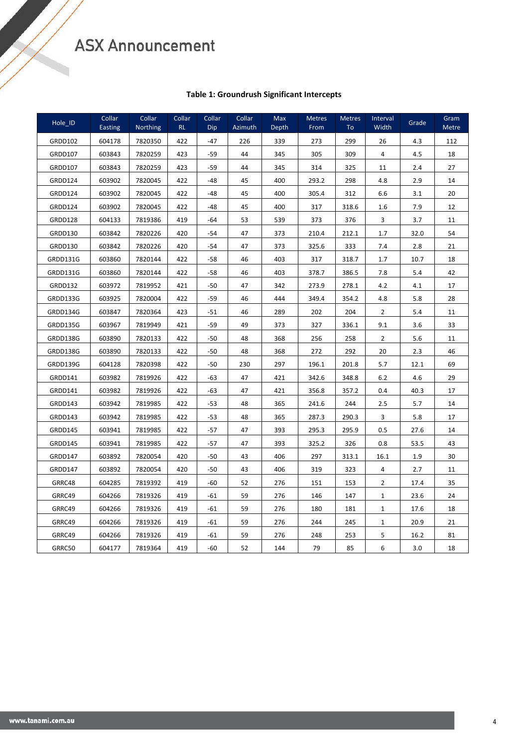**Table 1: Groundrush Significant Intercepts**

| Hole_ID | Collar Easting | Collar Northing | Collar RL | Collar Dip | Collar Azimuth | Max Depth | Metres From | Metres To | Interval Width | Grade | Gram Metre |
|---|---|---|---|---|---|---|---|---|---|---|---|
| GRDD102 | 604178 | 7820350 | 422 | -47 | 226 | 339 | 273 | 299 | 26 | 4.3 | 112 |
| GRDD107 | 603843 | 7820259 | 423 | -59 | 44 | 345 | 305 | 309 | 4 | 4.5 | 18 |
| GRDD107 | 603843 | 7820259 | 423 | -59 | 44 | 345 | 314 | 325 | 11 | 2.4 | 27 |
| GRDD124 | 603902 | 7820045 | 422 | -48 | 45 | 400 | 293.2 | 298 | 4.8 | 2.9 | 14 |
| GRDD124 | 603902 | 7820045 | 422 | -48 | 45 | 400 | 305.4 | 312 | 6.6 | 3.1 | 20 |
| GRDD124 | 603902 | 7820045 | 422 | -48 | 45 | 400 | 317 | 318.6 | 1.6 | 7.9 | 12 |
| GRDD128 | 604133 | 7819386 | 419 | -64 | 53 | 539 | 373 | 376 | 3 | 3.7 | 11 |
| GRDD130 | 603842 | 7820226 | 420 | -54 | 47 | 373 | 210.4 | 212.1 | 1.7 | 32.0 | 54 |
| GRDD130 | 603842 | 7820226 | 420 | -54 | 47 | 373 | 325.6 | 333 | 7.4 | 2.8 | 21 |
| GRDD131G | 603860 | 7820144 | 422 | -58 | 46 | 403 | 317 | 318.7 | 1.7 | 10.7 | 18 |
| GRDD131G | 603860 | 7820144 | 422 | -58 | 46 | 403 | 378.7 | 386.5 | 7.8 | 5.4 | 42 |
| GRDD132 | 603972 | 7819952 | 421 | -50 | 47 | 342 | 273.9 | 278.1 | 4.2 | 4.1 | 17 |
| GRDD133G | 603925 | 7820004 | 422 | -59 | 46 | 444 | 349.4 | 354.2 | 4.8 | 5.8 | 28 |
| GRDD134G | 603847 | 7820364 | 423 | -51 | 46 | 289 | 202 | 204 | 2 | 5.4 | 11 |
| GRDD135G | 603967 | 7819949 | 421 | -59 | 49 | 373 | 327 | 336.1 | 9.1 | 3.6 | 33 |
| GRDD138G | 603890 | 7820133 | 422 | -50 | 48 | 368 | 256 | 258 | 2 | 5.6 | 11 |
| GRDD138G | 603890 | 7820133 | 422 | -50 | 48 | 368 | 272 | 292 | 20 | 2.3 | 46 |
| GRDD139G | 604128 | 7820398 | 422 | -50 | 230 | 297 | 196.1 | 201.8 | 5.7 | 12.1 | 69 |
| GRDD141 | 603982 | 7819926 | 422 | -63 | 47 | 421 | 342.6 | 348.8 | 6.2 | 4.6 | 29 |
| GRDD141 | 603982 | 7819926 | 422 | -63 | 47 | 421 | 356.8 | 357.2 | 0.4 | 40.3 | 17 |
| GRDD143 | 603942 | 7819985 | 422 | -53 | 48 | 365 | 241.6 | 244 | 2.5 | 5.7 | 14 |
| GRDD143 | 603942 | 7819985 | 422 | -53 | 48 | 365 | 287.3 | 290.3 | 3 | 5.8 | 17 |
| GRDD145 | 603941 | 7819985 | 422 | -57 | 47 | 393 | 295.3 | 295.9 | 0.5 | 27.6 | 14 |
| GRDD145 | 603941 | 7819985 | 422 | -57 | 47 | 393 | 325.2 | 326 | 0.8 | 53.5 | 43 |
| GRDD147 | 603892 | 7820054 | 420 | -50 | 43 | 406 | 297 | 313.1 | 16.1 | 1.9 | 30 |
| GRDD147 | 603892 | 7820054 | 420 | -50 | 43 | 406 | 319 | 323 | 4 | 2.7 | 11 |
| GRRC48 | 604285 | 7819392 | 419 | -60 | 52 | 276 | 151 | 153 | 2 | 17.4 | 35 |
| GRRC49 | 604266 | 7819326 | 419 | -61 | 59 | 276 | 146 | 147 | 1 | 23.6 | 24 |
| GRRC49 | 604266 | 7819326 | 419 | -61 | 59 | 276 | 180 | 181 | 1 | 17.6 | 18 |
| GRRC49 | 604266 | 7819326 | 419 | -61 | 59 | 276 | 244 | 245 | 1 | 20.9 | 21 |
| GRRC49 | 604266 | 7819326 | 419 | -61 | 59 | 276 | 248 | 253 | 5 | 16.2 | 81 |
| GRRC50 | 604177 | 7819364 | 419 | -60 | 52 | 144 | 79 | 85 | 6 | 3.0 | 18 |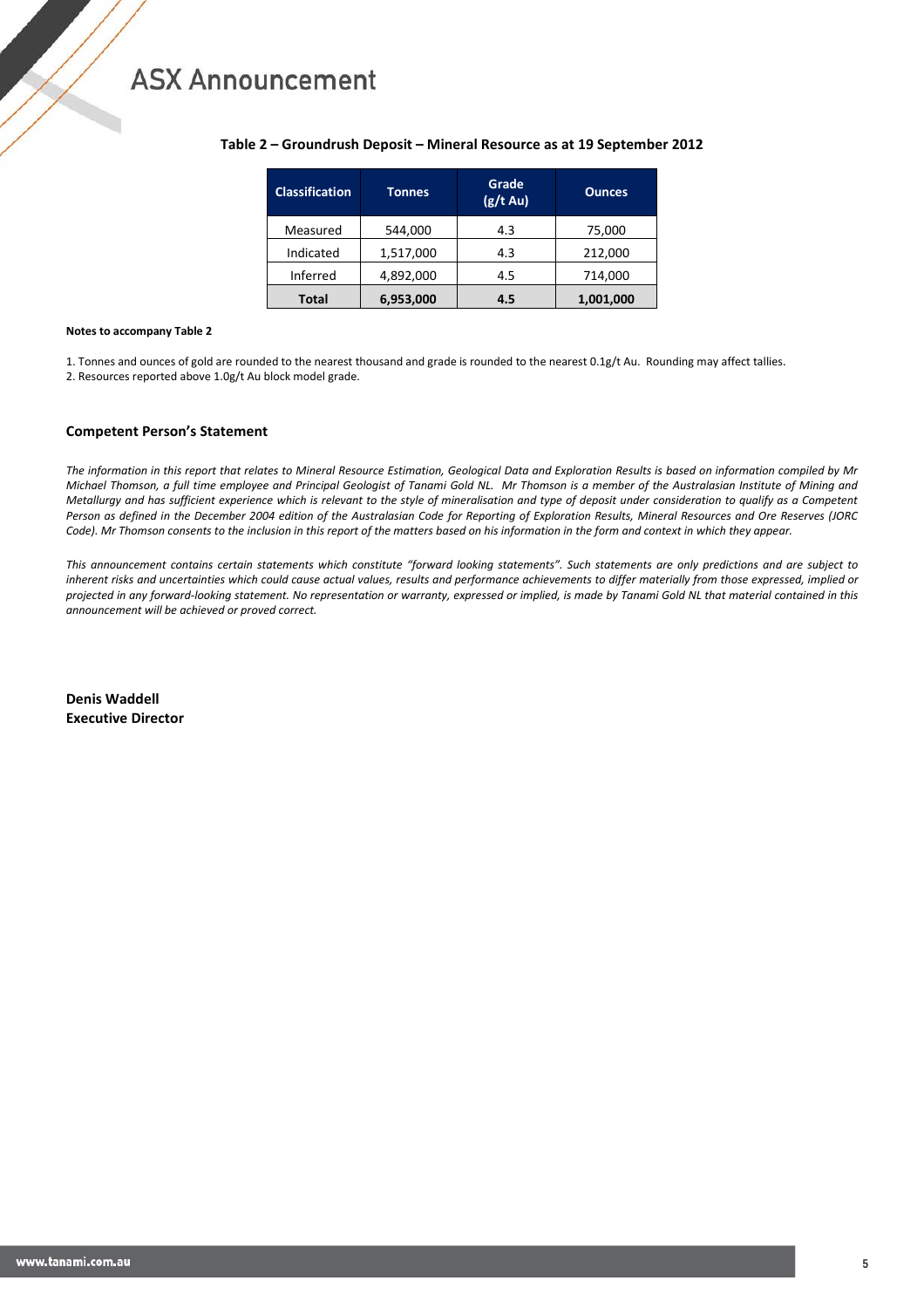**Table 2 – Groundrush Deposit – Mineral Resource as at 19 September 2012**

| Classification | Tonnes | Grade (g/t Au) | Ounces |
|---|---|---|---|
| Measured | 544,000 | 4.3 | 75,000 |
| Indicated | 1,517,000 | 4.3 | 212,000 |
| Inferred | 4,892,000 | 4.5 | 714,000 |
| **Total** | **6,953,000** | **4.5** | **1,001,000** |

**Notes to accompany Table 2**

1. Tonnes and ounces of gold are rounded to the nearest thousand and grade is rounded to the nearest 0.1g/t Au. Rounding may affect tallies.
2. Resources reported above 1.0g/t Au block model grade.

### Competent Person's Statement

*The information in this report that relates to Mineral Resource Estimation, Geological Data and Exploration Results is based on information compiled by Mr Michael Thomson, a full time employee and Principal Geologist of Tanami Gold NL. Mr Thomson is a member of the Australasian Institute of Mining and Metallurgy and has sufficient experience which is relevant to the style of mineralisation and type of deposit under consideration to qualify as a Competent Person as defined in the December 2004 edition of the Australasian Code for Reporting of Exploration Results, Mineral Resources and Ore Reserves (JORC Code). Mr Thomson consents to the inclusion in this report of the matters based on his information in the form and context in which they appear.*

*This announcement contains certain statements which constitute "forward looking statements". Such statements are only predictions and are subject to inherent risks and uncertainties which could cause actual values, results and performance achievements to differ materially from those expressed, implied or projected in any forward-looking statement. No representation or warranty, expressed or implied, is made by Tanami Gold NL that material contained in this announcement will be achieved or proved correct.*

**Denis Waddell**
**Executive Director**